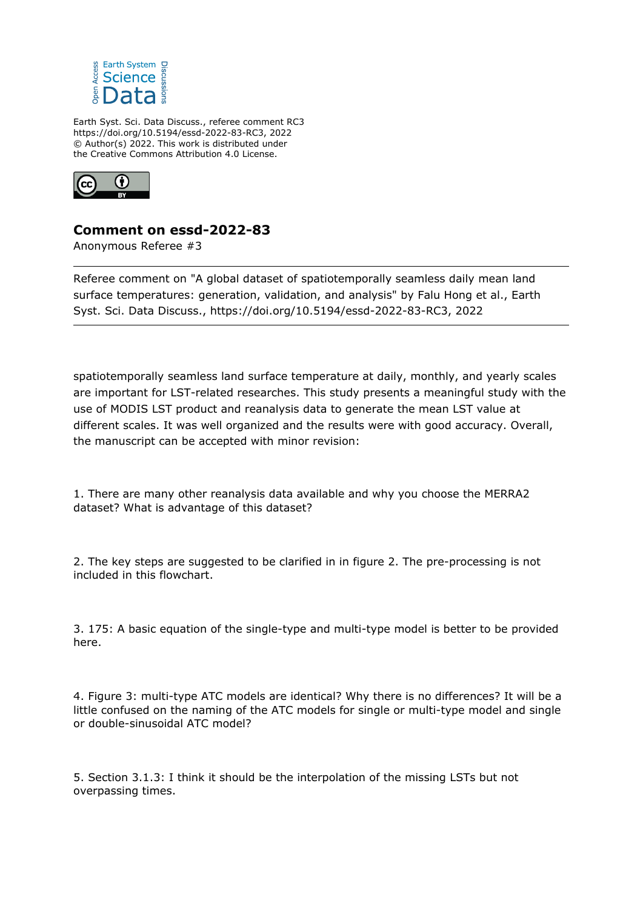Earth Syst. Sci. Data Discuss., referee comment RC3
https://doi.org/10.5194/essd-2022-83-RC3, 2022
© Author(s) 2022. This work is distributed under
the Creative Commons Attribution 4.0 License.

## Comment on essd-2022-83

Anonymous Referee #3

---

Referee comment on "A global dataset of spatiotemporally seamless daily mean land surface temperatures: generation, validation, and analysis" by Falu Hong et al., Earth Syst. Sci. Data Discuss., https://doi.org/10.5194/essd-2022-83-RC3, 2022

---

spatiotemporally seamless land surface temperature at daily, monthly, and yearly scales are important for LST-related researches. This study presents a meaningful study with the use of MODIS LST product and reanalysis data to generate the mean LST value at different scales. It was well organized and the results were with good accuracy. Overall, the manuscript can be accepted with minor revision:

1. There are many other reanalysis data available and why you choose the MERRA2 dataset? What is advantage of this dataset?

2. The key steps are suggested to be clarified in in figure 2. The pre-processing is not included in this flowchart.

3. 175: A basic equation of the single-type and multi-type model is better to be provided here.

4. Figure 3: multi-type ATC models are identical? Why there is no differences? It will be a little confused on the naming of the ATC models for single or multi-type model and single or double-sinusoidal ATC model?

5. Section 3.1.3: I think it should be the interpolation of the missing LSTs but not overpassing times.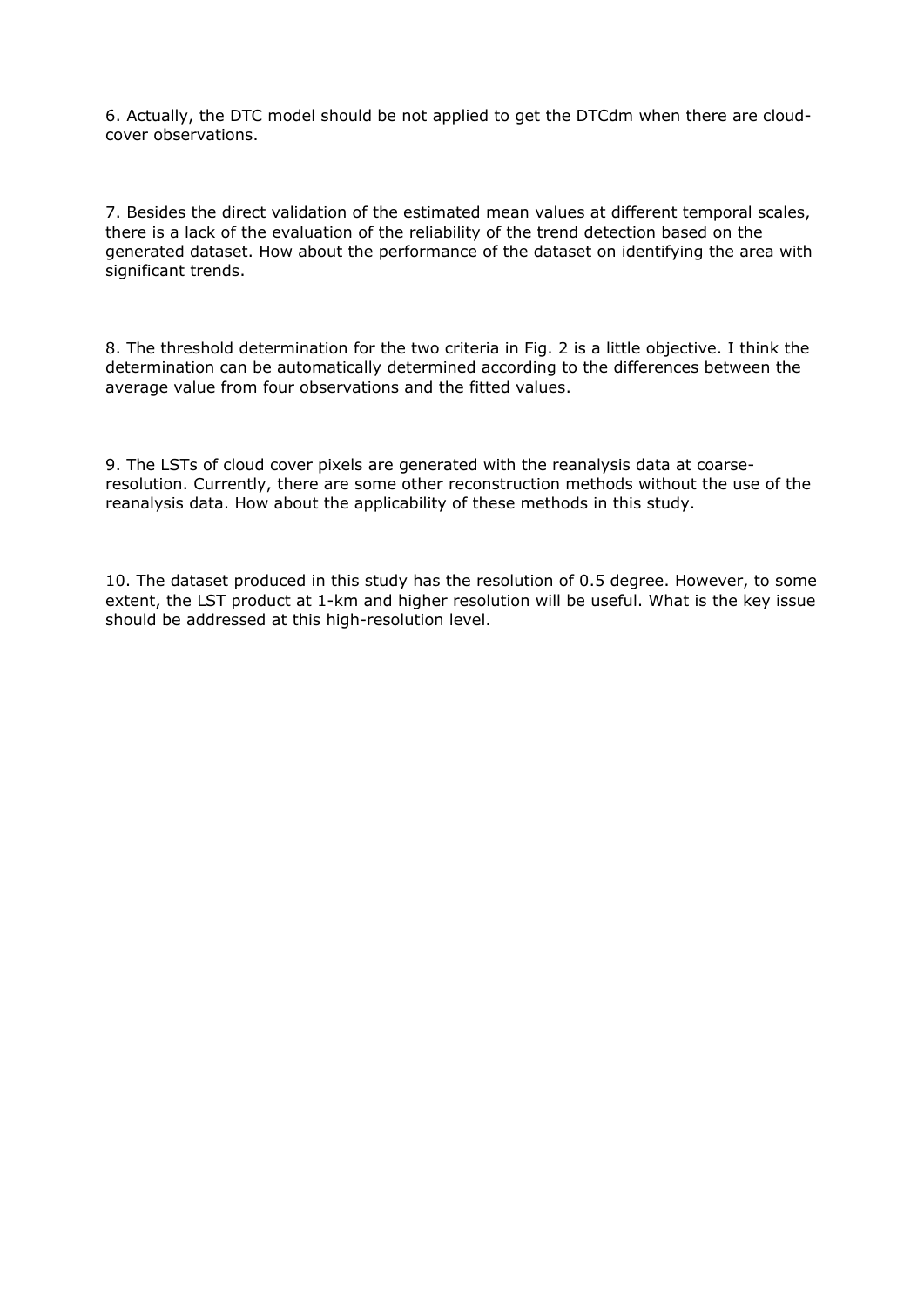6. Actually, the DTC model should be not applied to get the DTCdm when there are cloud-cover observations.

7. Besides the direct validation of the estimated mean values at different temporal scales, there is a lack of the evaluation of the reliability of the trend detection based on the generated dataset. How about the performance of the dataset on identifying the area with significant trends.

8. The threshold determination for the two criteria in Fig. 2 is a little objective. I think the determination can be automatically determined according to the differences between the average value from four observations and the fitted values.

9. The LSTs of cloud cover pixels are generated with the reanalysis data at coarse-resolution. Currently, there are some other reconstruction methods without the use of the reanalysis data. How about the applicability of these methods in this study.

10. The dataset produced in this study has the resolution of 0.5 degree. However, to some extent, the LST product at 1-km and higher resolution will be useful. What is the key issue should be addressed at this high-resolution level.